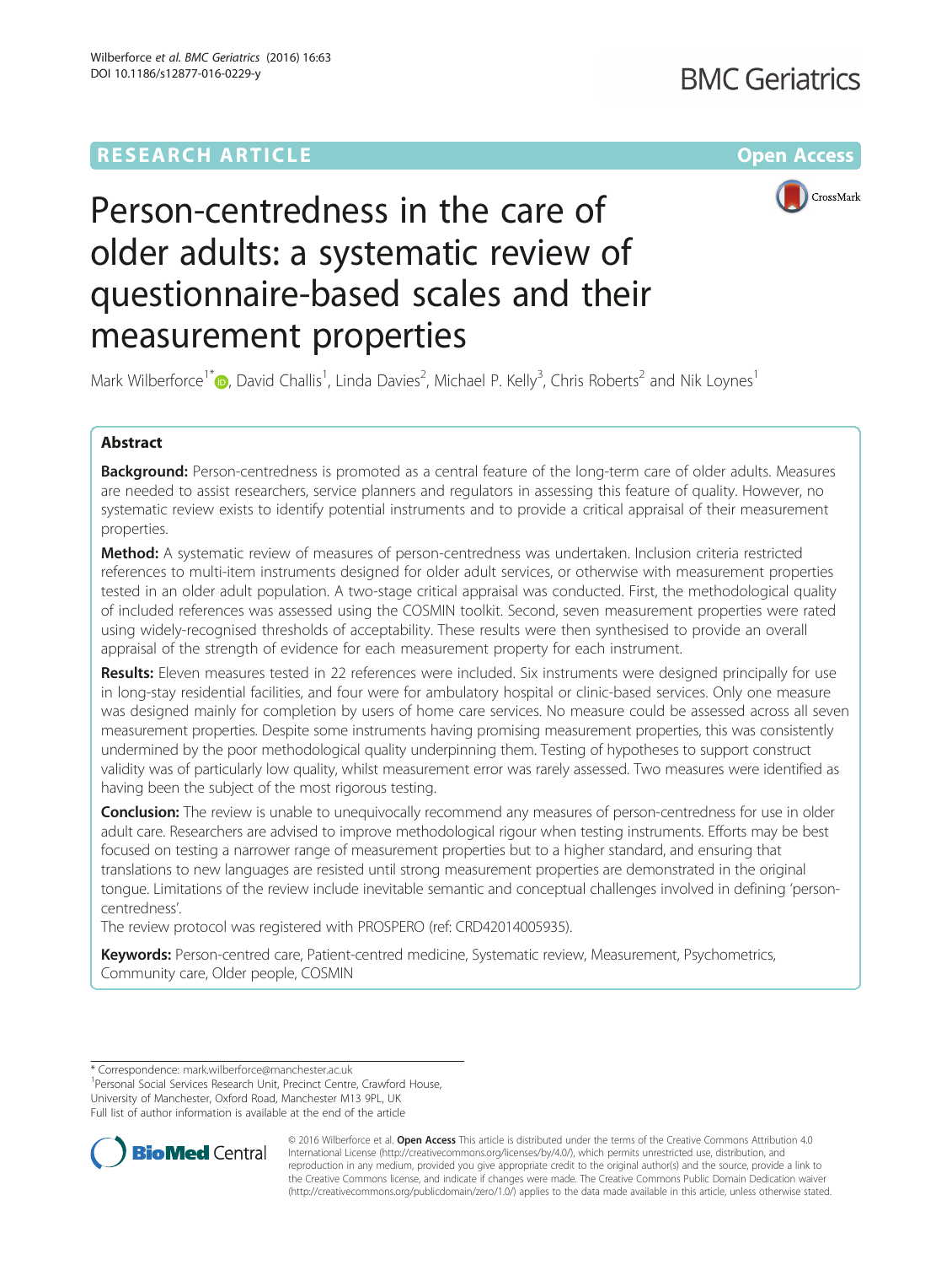RESEARCH ARTICLE

Open Access

# Person-centredness in the care of older adults: a systematic review of questionnaire-based scales and their measurement properties

Mark Wilberforce[1*], David Challis[1], Linda Davies[2], Michael P. Kelly[3], Chris Roberts[2] and Nik Loynes[1]

## Abstract

**Background:** Person-centredness is promoted as a central feature of the long-term care of older adults. Measures are needed to assist researchers, service planners and regulators in assessing this feature of quality. However, no systematic review exists to identify potential instruments and to provide a critical appraisal of their measurement properties.

**Method:** A systematic review of measures of person-centredness was undertaken. Inclusion criteria restricted references to multi-item instruments designed for older adult services, or otherwise with measurement properties tested in an older adult population. A two-stage critical appraisal was conducted. First, the methodological quality of included references was assessed using the COSMIN toolkit. Second, seven measurement properties were rated using widely-recognised thresholds of acceptability. These results were then synthesised to provide an overall appraisal of the strength of evidence for each measurement property for each instrument.

**Results:** Eleven measures tested in 22 references were included. Six instruments were designed principally for use in long-stay residential facilities, and four were for ambulatory hospital or clinic-based services. Only one measure was designed mainly for completion by users of home care services. No measure could be assessed across all seven measurement properties. Despite some instruments having promising measurement properties, this was consistently undermined by the poor methodological quality underpinning them. Testing of hypotheses to support construct validity was of particularly low quality, whilst measurement error was rarely assessed. Two measures were identified as having been the subject of the most rigorous testing.

**Conclusion:** The review is unable to unequivocally recommend any measures of person-centredness for use in older adult care. Researchers are advised to improve methodological rigour when testing instruments. Efforts may be best focused on testing a narrower range of measurement properties but to a higher standard, and ensuring that translations to new languages are resisted until strong measurement properties are demonstrated in the original tongue. Limitations of the review include inevitable semantic and conceptual challenges involved in defining 'person-centredness'.

The review protocol was registered with PROSPERO (ref: CRD42014005935).

**Keywords:** Person-centred care, Patient-centred medicine, Systematic review, Measurement, Psychometrics, Community care, Older people, COSMIN

---

* Correspondence: mark.wilberforce@manchester.ac.uk
[1]Personal Social Services Research Unit, Precinct Centre, Crawford House, University of Manchester, Oxford Road, Manchester M13 9PL, UK
Full list of author information is available at the end of the article

© 2016 Wilberforce et al. **Open Access** This article is distributed under the terms of the Creative Commons Attribution 4.0 International License (http://creativecommons.org/licenses/by/4.0/), which permits unrestricted use, distribution, and reproduction in any medium, provided you give appropriate credit to the original author(s) and the source, provide a link to the Creative Commons license, and indicate if changes were made. The Creative Commons Public Domain Dedication waiver (http://creativecommons.org/publicdomain/zero/1.0/) applies to the data made available in this article, unless otherwise stated.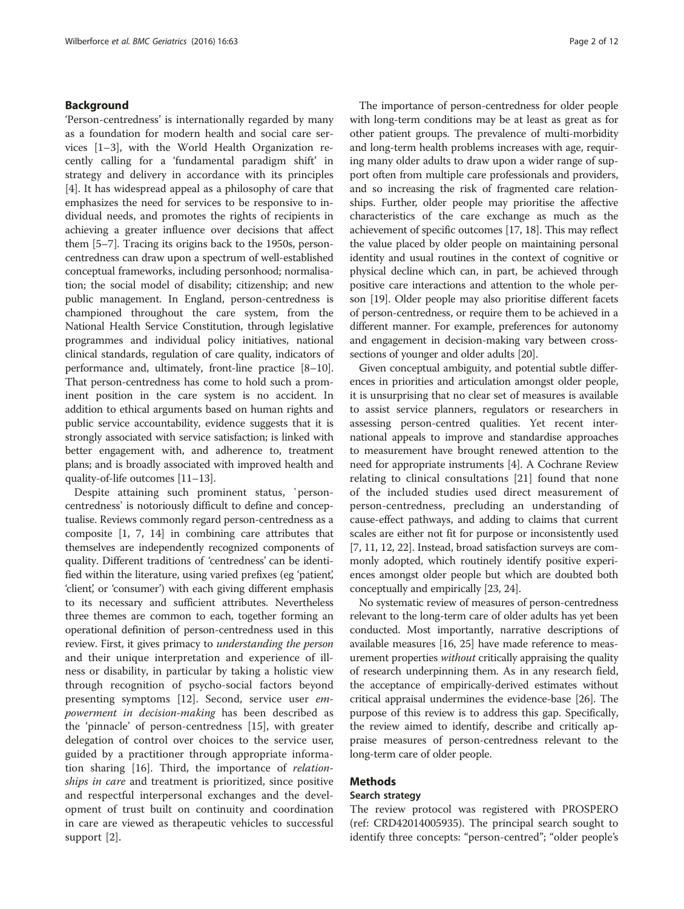## Background

'Person-centredness' is internationally regarded by many as a foundation for modern health and social care services [1–3], with the World Health Organization recently calling for a 'fundamental paradigm shift' in strategy and delivery in accordance with its principles [4]. It has widespread appeal as a philosophy of care that emphasizes the need for services to be responsive to individual needs, and promotes the rights of recipients in achieving a greater influence over decisions that affect them [5–7]. Tracing its origins back to the 1950s, person-centredness can draw upon a spectrum of well-established conceptual frameworks, including personhood; normalisation; the social model of disability; citizenship; and new public management. In England, person-centredness is championed throughout the care system, from the National Health Service Constitution, through legislative programmes and individual policy initiatives, national clinical standards, regulation of care quality, indicators of performance and, ultimately, front-line practice [8–10]. That person-centredness has come to hold such a prominent position in the care system is no accident. In addition to ethical arguments based on human rights and public service accountability, evidence suggests that it is strongly associated with service satisfaction; is linked with better engagement with, and adherence to, treatment plans; and is broadly associated with improved health and quality-of-life outcomes [11–13].

Despite attaining such prominent status, `person-centredness' is notoriously difficult to define and conceptualise. Reviews commonly regard person-centredness as a composite [1, 7, 14] in combining care attributes that themselves are independently recognized components of quality. Different traditions of 'centredness' can be identified within the literature, using varied prefixes (eg 'patient', 'client', or 'consumer') with each giving different emphasis to its necessary and sufficient attributes. Nevertheless three themes are common to each, together forming an operational definition of person-centredness used in this review. First, it gives primacy to *understanding the person* and their unique interpretation and experience of illness or disability, in particular by taking a holistic view through recognition of psycho-social factors beyond presenting symptoms [12]. Second, service user *empowerment in decision-making* has been described as the 'pinnacle' of person-centredness [15], with greater delegation of control over choices to the service user, guided by a practitioner through appropriate information sharing [16]. Third, the importance of *relationships in care* and treatment is prioritized, since positive and respectful interpersonal exchanges and the development of trust built on continuity and coordination in care are viewed as therapeutic vehicles to successful support [2].

The importance of person-centredness for older people with long-term conditions may be at least as great as for other patient groups. The prevalence of multi-morbidity and long-term health problems increases with age, requiring many older adults to draw upon a wider range of support often from multiple care professionals and providers, and so increasing the risk of fragmented care relationships. Further, older people may prioritise the affective characteristics of the care exchange as much as the achievement of specific outcomes [17, 18]. This may reflect the value placed by older people on maintaining personal identity and usual routines in the context of cognitive or physical decline which can, in part, be achieved through positive care interactions and attention to the whole person [19]. Older people may also prioritise different facets of person-centredness, or require them to be achieved in a different manner. For example, preferences for autonomy and engagement in decision-making vary between cross-sections of younger and older adults [20].

Given conceptual ambiguity, and potential subtle differences in priorities and articulation amongst older people, it is unsurprising that no clear set of measures is available to assist service planners, regulators or researchers in assessing person-centred qualities. Yet recent international appeals to improve and standardise approaches to measurement have brought renewed attention to the need for appropriate instruments [4]. A Cochrane Review relating to clinical consultations [21] found that none of the included studies used direct measurement of person-centredness, precluding an understanding of cause-effect pathways, and adding to claims that current scales are either not fit for purpose or inconsistently used [7, 11, 12, 22]. Instead, broad satisfaction surveys are commonly adopted, which routinely identify positive experiences amongst older people but which are doubted both conceptually and empirically [23, 24].

No systematic review of measures of person-centredness relevant to the long-term care of older adults has yet been conducted. Most importantly, narrative descriptions of available measures [16, 25] have made reference to measurement properties *without* critically appraising the quality of research underpinning them. As in any research field, the acceptance of empirically-derived estimates without critical appraisal undermines the evidence-base [26]. The purpose of this review is to address this gap. Specifically, the review aimed to identify, describe and critically appraise measures of person-centredness relevant to the long-term care of older people.

## Methods

### Search strategy

The review protocol was registered with PROSPERO (ref: CRD42014005935). The principal search sought to identify three concepts: "person-centred"; "older people's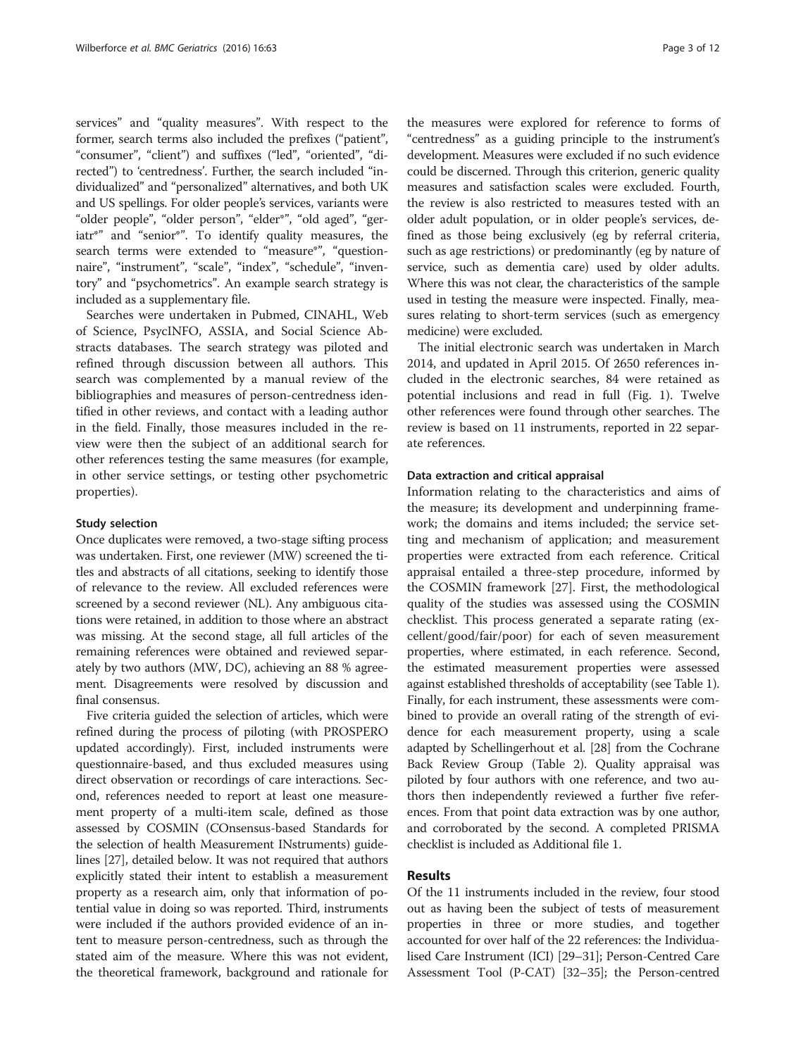services" and "quality measures". With respect to the former, search terms also included the prefixes ("patient", "consumer", "client") and suffixes ("led", "oriented", "directed") to 'centredness'. Further, the search included "individualized" and "personalized" alternatives, and both UK and US spellings. For older people's services, variants were "older people", "older person", "elder*", "old aged", "geriatr*" and "senior*". To identify quality measures, the search terms were extended to "measure*", "questionnaire", "instrument", "scale", "index", "schedule", "inventory" and "psychometrics". An example search strategy is included as a supplementary file.

Searches were undertaken in Pubmed, CINAHL, Web of Science, PsycINFO, ASSIA, and Social Science Abstracts databases. The search strategy was piloted and refined through discussion between all authors. This search was complemented by a manual review of the bibliographies and measures of person-centredness identified in other reviews, and contact with a leading author in the field. Finally, those measures included in the review were then the subject of an additional search for other references testing the same measures (for example, in other service settings, or testing other psychometric properties).

### Study selection

Once duplicates were removed, a two-stage sifting process was undertaken. First, one reviewer (MW) screened the titles and abstracts of all citations, seeking to identify those of relevance to the review. All excluded references were screened by a second reviewer (NL). Any ambiguous citations were retained, in addition to those where an abstract was missing. At the second stage, all full articles of the remaining references were obtained and reviewed separately by two authors (MW, DC), achieving an 88 % agreement. Disagreements were resolved by discussion and final consensus.

Five criteria guided the selection of articles, which were refined during the process of piloting (with PROSPERO updated accordingly). First, included instruments were questionnaire-based, and thus excluded measures using direct observation or recordings of care interactions. Second, references needed to report at least one measurement property of a multi-item scale, defined as those assessed by COSMIN (COnsensus-based Standards for the selection of health Measurement INstruments) guidelines [27], detailed below. It was not required that authors explicitly stated their intent to establish a measurement property as a research aim, only that information of potential value in doing so was reported. Third, instruments were included if the authors provided evidence of an intent to measure person-centredness, such as through the stated aim of the measure. Where this was not evident, the theoretical framework, background and rationale for the measures were explored for reference to forms of "centredness" as a guiding principle to the instrument's development. Measures were excluded if no such evidence could be discerned. Through this criterion, generic quality measures and satisfaction scales were excluded. Fourth, the review is also restricted to measures tested with an older adult population, or in older people's services, defined as those being exclusively (eg by referral criteria, such as age restrictions) or predominantly (eg by nature of service, such as dementia care) used by older adults. Where this was not clear, the characteristics of the sample used in testing the measure were inspected. Finally, measures relating to short-term services (such as emergency medicine) were excluded.

The initial electronic search was undertaken in March 2014, and updated in April 2015. Of 2650 references included in the electronic searches, 84 were retained as potential inclusions and read in full (Fig. 1). Twelve other references were found through other searches. The review is based on 11 instruments, reported in 22 separate references.

### Data extraction and critical appraisal

Information relating to the characteristics and aims of the measure; its development and underpinning framework; the domains and items included; the service setting and mechanism of application; and measurement properties were extracted from each reference. Critical appraisal entailed a three-step procedure, informed by the COSMIN framework [27]. First, the methodological quality of the studies was assessed using the COSMIN checklist. This process generated a separate rating (excellent/good/fair/poor) for each of seven measurement properties, where estimated, in each reference. Second, the estimated measurement properties were assessed against established thresholds of acceptability (see Table 1). Finally, for each instrument, these assessments were combined to provide an overall rating of the strength of evidence for each measurement property, using a scale adapted by Schellingerhout et al. [28] from the Cochrane Back Review Group (Table 2). Quality appraisal was piloted by four authors with one reference, and two authors then independently reviewed a further five references. From that point data extraction was by one author, and corroborated by the second. A completed PRISMA checklist is included as Additional file 1.

## Results

Of the 11 instruments included in the review, four stood out as having been the subject of tests of measurement properties in three or more studies, and together accounted for over half of the 22 references: the Individualised Care Instrument (ICI) [29–31]; Person-Centred Care Assessment Tool (P-CAT) [32–35]; the Person-centred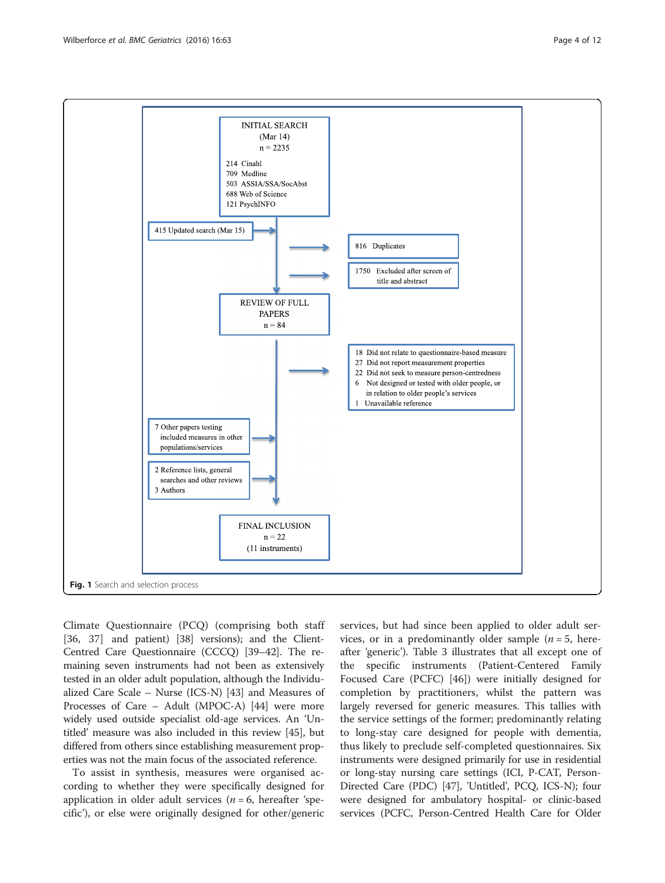INITIAL SEARCH
(Mar 14)
n = 2235

214 Cinahl
709 Medline
503 ASSIA/SSA/SocAbst
688 Web of Science
121 PsychINFO

415 Updated search (Mar 15)

816 Duplicates

1750 Excluded after screen of title and abstract

REVIEW OF FULL PAPERS
n = 84

18 Did not relate to questionnaire-based measure
27 Did not report measurement properties
22 Did not seek to measure person-centredness
6 Not designed or tested with older people, or in relation to older people's services
1 Unavailable reference

7 Other papers testing included measures in other populations/services

2 Reference lists, general searches and other reviews
3 Authors

FINAL INCLUSION
n = 22
(11 instruments)

**Fig. 1** Search and selection process

Climate Questionnaire (PCQ) (comprising both staff [36, 37] and patient) [38] versions); and the Client-Centred Care Questionnaire (CCCQ) [39–42]. The remaining seven instruments had not been as extensively tested in an older adult population, although the Individualized Care Scale – Nurse (ICS-N) [43] and Measures of Processes of Care – Adult (MPOC-A) [44] were more widely used outside specialist old-age services. An 'Untitled' measure was also included in this review [45], but differed from others since establishing measurement properties was not the main focus of the associated reference.

To assist in synthesis, measures were organised according to whether they were specifically designed for application in older adult services ($n = 6$, hereafter 'specific'), or else were originally designed for other/generic services, but had since been applied to older adult services, or in a predominantly older sample ($n = 5$, hereafter 'generic'). Table 3 illustrates that all except one of the specific instruments (Patient-Centered Family Focused Care (PCFC) [46]) were initially designed for completion by practitioners, whilst the pattern was largely reversed for generic measures. This tallies with the service settings of the former; predominantly relating to long-stay care designed for people with dementia, thus likely to preclude self-completed questionnaires. Six instruments were designed primarily for use in residential or long-stay nursing care settings (ICI, P-CAT, Person-Directed Care (PDC) [47], 'Untitled', PCQ, ICS-N); four were designed for ambulatory hospital- or clinic-based services (PCFC, Person-Centred Health Care for Older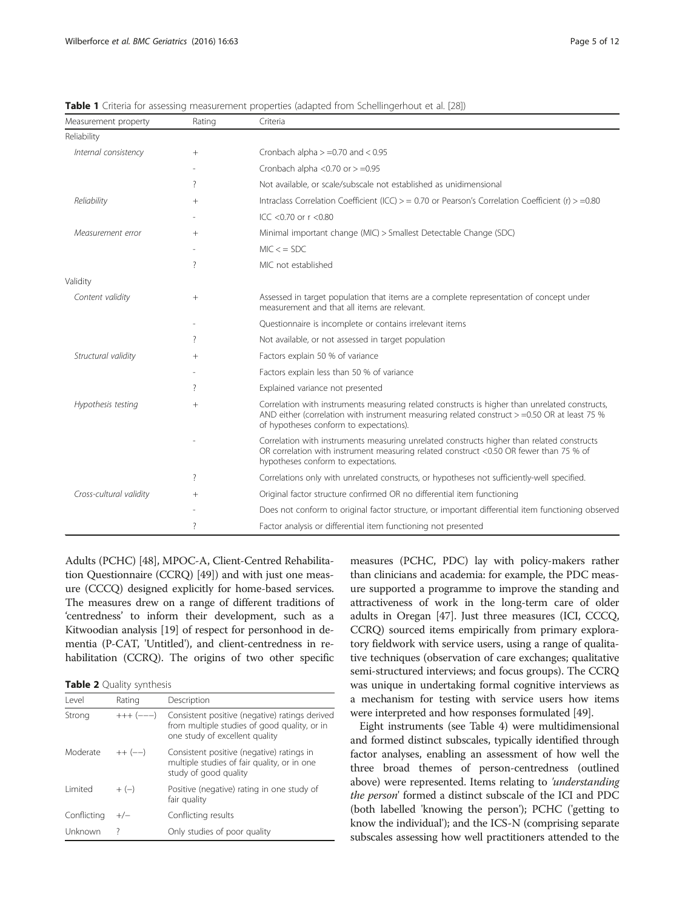**Table 1** Criteria for assessing measurement properties (adapted from Schellingerhout et al. [28])

| Measurement property | Rating | Criteria |
|---|---|---|
| Reliability | | |
| *Internal consistency* | + | Cronbach alpha > =0.70 and < 0.95 |
| | - | Cronbach alpha <0.70 or > =0.95 |
| | ? | Not available, or scale/subscale not established as unidimensional |
| *Reliability* | + | Intraclass Correlation Coefficient (ICC) > = 0.70 or Pearson's Correlation Coefficient (r) > =0.80 |
| | - | ICC <0.70 or r <0.80 |
| *Measurement error* | + | Minimal important change (MIC) > Smallest Detectable Change (SDC) |
| | - | MIC < = SDC |
| | ? | MIC not established |
| Validity | | |
| *Content validity* | + | Assessed in target population that items are a complete representation of concept under measurement and that all items are relevant. |
| | - | Questionnaire is incomplete or contains irrelevant items |
| | ? | Not available, or not assessed in target population |
| *Structural validity* | + | Factors explain 50 % of variance |
| | - | Factors explain less than 50 % of variance |
| | ? | Explained variance not presented |
| *Hypothesis testing* | + | Correlation with instruments measuring related constructs is higher than unrelated constructs, AND either (correlation with instrument measuring related construct > =0.50 OR at least 75 % of hypotheses conform to expectations). |
| | - | Correlation with instruments measuring unrelated constructs higher than related constructs OR correlation with instrument measuring related construct <0.50 OR fewer than 75 % of hypotheses conform to expectations. |
| | ? | Correlations only with unrelated constructs, or hypotheses not sufficiently-well specified. |
| *Cross-cultural validity* | + | Original factor structure confirmed OR no differential item functioning |
| | - | Does not conform to original factor structure, or important differential item functioning observed |
| | ? | Factor analysis or differential item functioning not presented |

Adults (PCHC) [48], MPOC-A, Client-Centred Rehabilitation Questionnaire (CCRQ) [49]) and with just one measure (CCCQ) designed explicitly for home-based services. The measures drew on a range of different traditions of 'centredness' to inform their development, such as a Kitwoodian analysis [19] of respect for personhood in dementia (P-CAT, 'Untitled'), and client-centredness in rehabilitation (CCRQ). The origins of two other specific measures (PCHC, PDC) lay with policy-makers rather than clinicians and academia: for example, the PDC measure supported a programme to improve the standing and attractiveness of work in the long-term care of older adults in Oregan [47]. Just three measures (ICI, CCCQ, CCRQ) sourced items empirically from primary exploratory fieldwork with service users, using a range of qualitative techniques (observation of care exchanges; qualitative semi-structured interviews; and focus groups). The CCRQ was unique in undertaking formal cognitive interviews as a mechanism for testing with service users how items were interpreted and how responses formulated [49].

**Table 2** Quality synthesis

| Level | Rating | Description |
|---|---|---|
| Strong | +++ (−−−) | Consistent positive (negative) ratings derived from multiple studies of good quality, or in one study of excellent quality |
| Moderate | ++ (−−) | Consistent positive (negative) ratings in multiple studies of fair quality, or in one study of good quality |
| Limited | + (−) | Positive (negative) rating in one study of fair quality |
| Conflicting | +/− | Conflicting results |
| Unknown | ? | Only studies of poor quality |

Eight instruments (see Table 4) were multidimensional and formed distinct subscales, typically identified through factor analyses, enabling an assessment of how well the three broad themes of person-centredness (outlined above) were represented. Items relating to *'understanding the person'* formed a distinct subscale of the ICI and PDC (both labelled 'knowing the person'); PCHC ('getting to know the individual'); and the ICS-N (comprising separate subscales assessing how well practitioners attended to the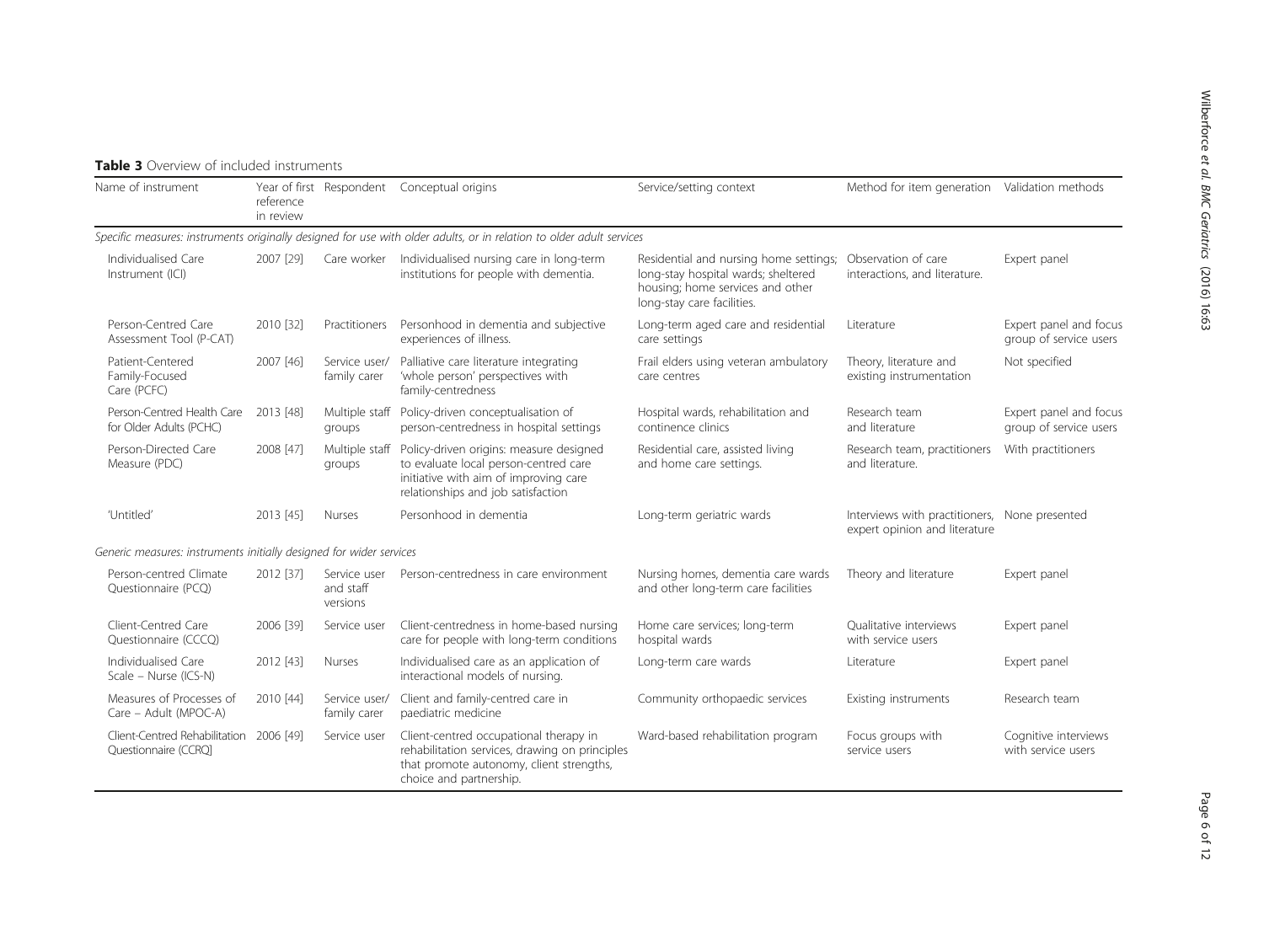**Table 3** Overview of included instruments

| Name of instrument | Year of first reference in review | Respondent | Conceptual origins | Service/setting context | Method for item generation | Validation methods |
|---|---|---|---|---|---|---|
| *Specific measures: instruments originally designed for use with older adults, or in relation to older adult services* | | | | | | |
| Individualised Care Instrument (ICI) | 2007 [29] | Care worker | Individualised nursing care in long-term institutions for people with dementia. | Residential and nursing home settings; long-stay hospital wards; sheltered housing; home services and other long-stay care facilities. | Observation of care interactions, and literature. | Expert panel |
| Person-Centred Care Assessment Tool (P-CAT) | 2010 [32] | Practitioners | Personhood in dementia and subjective experiences of illness. | Long-term aged care and residential care settings | Literature | Expert panel and focus group of service users |
| Patient-Centered Family-Focused Care (PCFC) | 2007 [46] | Service user/ family carer | Palliative care literature integrating 'whole person' perspectives with family-centredness | Frail elders using veteran ambulatory care centres | Theory, literature and existing instrumentation | Not specified |
| Person-Centred Health Care for Older Adults (PCHC) | 2013 [48] | Multiple staff groups | Policy-driven conceptualisation of person-centredness in hospital settings | Hospital wards, rehabilitation and continence clinics | Research team and literature | Expert panel and focus group of service users |
| Person-Directed Care Measure (PDC) | 2008 [47] | Multiple staff groups | Policy-driven origins: measure designed to evaluate local person-centred care initiative with aim of improving care relationships and job satisfaction | Residential care, assisted living and home care settings. | Research team, practitioners and literature. | With practitioners |
| 'Untitled' | 2013 [45] | Nurses | Personhood in dementia | Long-term geriatric wards | Interviews with practitioners, expert opinion and literature | None presented |
| *Generic measures: instruments initially designed for wider services* | | | | | | |
| Person-centred Climate Questionnaire (PCQ) | 2012 [37] | Service user and staff versions | Person-centredness in care environment | Nursing homes, dementia care wards and other long-term care facilities | Theory and literature | Expert panel |
| Client-Centred Care Questionnaire (CCCQ) | 2006 [39] | Service user | Client-centredness in home-based nursing care for people with long-term conditions | Home care services; long-term hospital wards | Qualitative interviews with service users | Expert panel |
| Individualised Care Scale – Nurse (ICS-N) | 2012 [43] | Nurses | Individualised care as an application of interactional models of nursing. | Long-term care wards | Literature | Expert panel |
| Measures of Processes of Care – Adult (MPOC-A) | 2010 [44] | Service user/ family carer | Client and family-centred care in paediatric medicine | Community orthopaedic services | Existing instruments | Research team |
| Client-Centred Rehabilitation Questionnaire (CCRQ] | 2006 [49] | Service user | Client-centred occupational therapy in rehabilitation services, drawing on principles that promote autonomy, client strengths, choice and partnership. | Ward-based rehabilitation program | Focus groups with service users | Cognitive interviews with service users |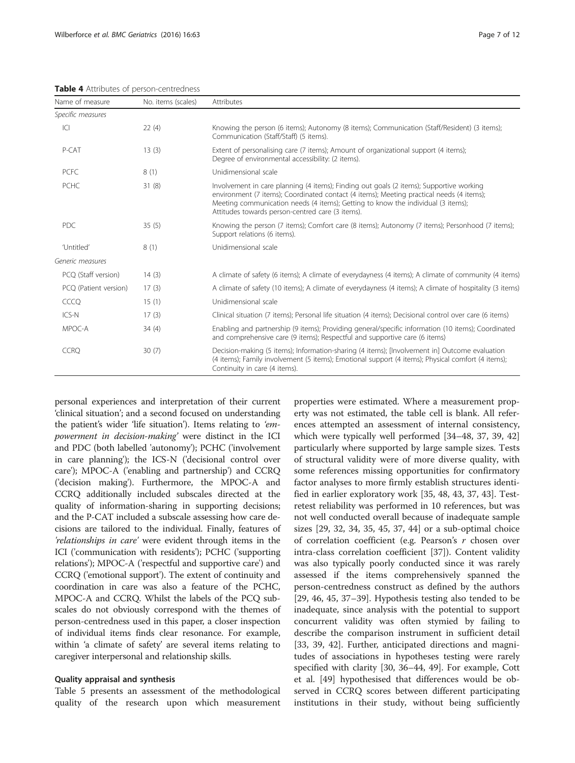**Table 4** Attributes of person-centredness

| Name of measure | No. items (scales) | Attributes |
|---|---|---|
| *Specific measures* | | |
| ICI | 22 (4) | Knowing the person (6 items); Autonomy (8 items); Communication (Staff/Resident) (3 items); Communication (Staff/Staff) (5 items). |
| P-CAT | 13 (3) | Extent of personalising care (7 items); Amount of organizational support (4 items); Degree of environmental accessibility: (2 items). |
| PCFC | 8 (1) | Unidimensional scale |
| PCHC | 31 (8) | Involvement in care planning (4 items); Finding out goals (2 items); Supportive working environment (7 items); Coordinated contact (4 items); Meeting practical needs (4 items); Meeting communication needs (4 items); Getting to know the individual (3 items); Attitudes towards person-centred care (3 items). |
| PDC | 35 (5) | Knowing the person (7 items); Comfort care (8 items); Autonomy (7 items); Personhood (7 items); Support relations (6 items). |
| 'Untitled' | 8 (1) | Unidimensional scale |
| *Generic measures* | | |
| PCQ (Staff version) | 14 (3) | A climate of safety (6 items); A climate of everydayness (4 items); A climate of community (4 items) |
| PCQ (Patient version) | 17 (3) | A climate of safety (10 items); A climate of everydayness (4 items); A climate of hospitality (3 items) |
| CCCQ | 15 (1) | Unidimensional scale |
| ICS-N | 17 (3) | Clinical situation (7 items); Personal life situation (4 items); Decisional control over care (6 items) |
| MPOC-A | 34 (4) | Enabling and partnership (9 items); Providing general/specific information (10 items); Coordinated and comprehensive care (9 items); Respectful and supportive care (6 items) |
| CCRQ | 30 (7) | Decision-making (5 items); Information-sharing (4 items); [Involvement in] Outcome evaluation (4 items); Family involvement (5 items); Emotional support (4 items); Physical comfort (4 items); Continuity in care (4 items). |

personal experiences and interpretation of their current 'clinical situation'; and a second focused on understanding the patient's wider 'life situation'). Items relating to *'empowerment in decision-making'* were distinct in the ICI and PDC (both labelled 'autonomy'); PCHC ('involvement in care planning'); the ICS-N ('decisional control over care'); MPOC-A ('enabling and partnership') and CCRQ ('decision making'). Furthermore, the MPOC-A and CCRQ additionally included subscales directed at the quality of information-sharing in supporting decisions; and the P-CAT included a subscale assessing how care decisions are tailored to the individual. Finally, features of *'relationships in care'* were evident through items in the ICI ('communication with residents'); PCHC ('supporting relations'); MPOC-A ('respectful and supportive care') and CCRQ ('emotional support'). The extent of continuity and coordination in care was also a feature of the PCHC, MPOC-A and CCRQ. Whilst the labels of the PCQ subscales do not obviously correspond with the themes of person-centredness used in this paper, a closer inspection of individual items finds clear resonance. For example, within 'a climate of safety' are several items relating to caregiver interpersonal and relationship skills.

### Quality appraisal and synthesis

Table 5 presents an assessment of the methodological quality of the research upon which measurement properties were estimated. Where a measurement property was not estimated, the table cell is blank. All references attempted an assessment of internal consistency, which were typically well performed [34–48, 37, 39, 42] particularly where supported by large sample sizes. Tests of structural validity were of more diverse quality, with some references missing opportunities for confirmatory factor analyses to more firmly establish structures identified in earlier exploratory work [35, 48, 43, 37, 43]. Test-retest reliability was performed in 10 references, but was not well conducted overall because of inadequate sample sizes [29, 32, 34, 35, 45, 37, 44] or a sub-optimal choice of correlation coefficient (e.g. Pearson's $r$ chosen over intra-class correlation coefficient [37]). Content validity was also typically poorly conducted since it was rarely assessed if the items comprehensively spanned the person-centredness construct as defined by the authors [29, 46, 45, 37–39]. Hypothesis testing also tended to be inadequate, since analysis with the potential to support concurrent validity was often stymied by failing to describe the comparison instrument in sufficient detail [33, 39, 42]. Further, anticipated directions and magnitudes of associations in hypotheses testing were rarely specified with clarity [30, 36–44, 49]. For example, Cott et al. [49] hypothesised that differences would be observed in CCRQ scores between different participating institutions in their study, without being sufficiently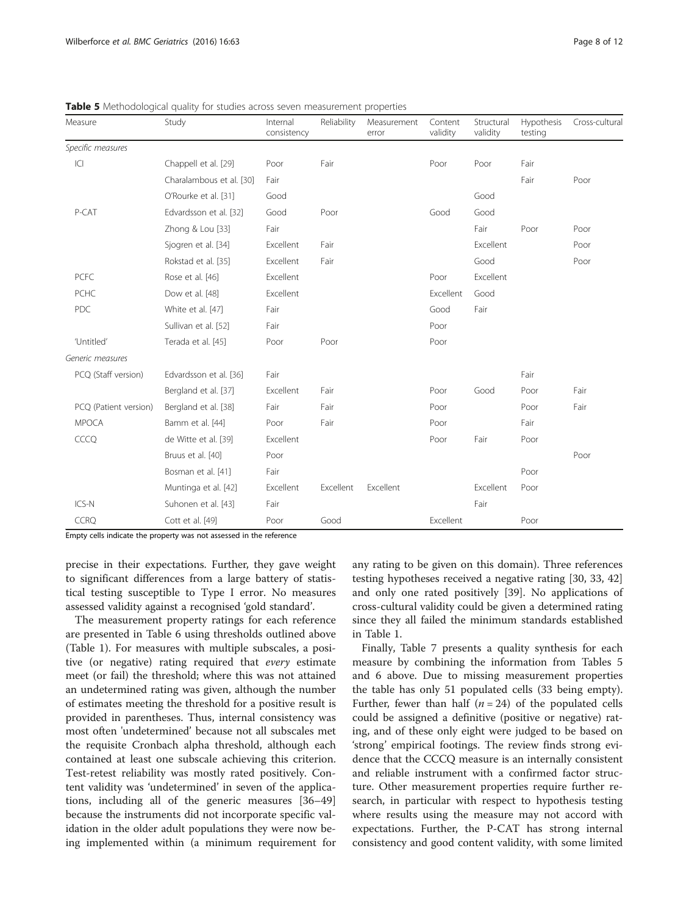**Table 5** Methodological quality for studies across seven measurement properties

| Measure | Study | Internal consistency | Reliability | Measurement error | Content validity | Structural validity | Hypothesis testing | Cross-cultural |
|---|---|---|---|---|---|---|---|---|
| *Specific measures* | | | | | | | | |
| ICI | Chappell et al. [29] | Poor | Fair | | Poor | Poor | Fair | |
| | Charalambous et al. [30] | Fair | | | | | Fair | Poor |
| | O'Rourke et al. [31] | Good | | | | Good | | |
| P-CAT | Edvardsson et al. [32] | Good | Poor | | Good | Good | | |
| | Zhong & Lou [33] | Fair | | | | Fair | Poor | Poor |
| | Sjogren et al. [34] | Excellent | Fair | | | Excellent | | Poor |
| | Rokstad et al. [35] | Excellent | Fair | | | Good | | Poor |
| PCFC | Rose et al. [46] | Excellent | | | Poor | Excellent | | |
| PCHC | Dow et al. [48] | Excellent | | | Excellent | Good | | |
| PDC | White et al. [47] | Fair | | | Good | Fair | | |
| | Sullivan et al. [52] | Fair | | | Poor | | | |
| 'Untitled' | Terada et al. [45] | Poor | Poor | | Poor | | | |
| *Generic measures* | | | | | | | | |
| PCQ (Staff version) | Edvardsson et al. [36] | Fair | | | | | Fair | |
| | Bergland et al. [37] | Excellent | Fair | | Poor | Good | Poor | Fair |
| PCQ (Patient version) | Bergland et al. [38] | Fair | Fair | | Poor | | Poor | Fair |
| MPOCA | Bamm et al. [44] | Poor | Fair | | Poor | | Fair | |
| CCCQ | de Witte et al. [39] | Excellent | | | Poor | Fair | Poor | |
| | Bruus et al. [40] | Poor | | | | | | Poor |
| | Bosman et al. [41] | Fair | | | | | Poor | |
| | Muntinga et al. [42] | Excellent | Excellent | Excellent | | Excellent | Poor | |
| ICS-N | Suhonen et al. [43] | Fair | | | | Fair | | |
| CCRQ | Cott et al. [49] | Poor | Good | | Excellent | | Poor | |

Empty cells indicate the property was not assessed in the reference

precise in their expectations. Further, they gave weight to significant differences from a large battery of statistical testing susceptible to Type I error. No measures assessed validity against a recognised 'gold standard'.

The measurement property ratings for each reference are presented in Table 6 using thresholds outlined above (Table 1). For measures with multiple subscales, a positive (or negative) rating required that *every* estimate meet (or fail) the threshold; where this was not attained an undetermined rating was given, although the number of estimates meeting the threshold for a positive result is provided in parentheses. Thus, internal consistency was most often 'undetermined' because not all subscales met the requisite Cronbach alpha threshold, although each contained at least one subscale achieving this criterion. Test-retest reliability was mostly rated positively. Content validity was 'undetermined' in seven of the applications, including all of the generic measures [36–49] because the instruments did not incorporate specific validation in the older adult populations they were now being implemented within (a minimum requirement for any rating to be given on this domain). Three references testing hypotheses received a negative rating [30, 33, 42] and only one rated positively [39]. No applications of cross-cultural validity could be given a determined rating since they all failed the minimum standards established in Table 1.

Finally, Table 7 presents a quality synthesis for each measure by combining the information from Tables 5 and 6 above. Due to missing measurement properties the table has only 51 populated cells (33 being empty). Further, fewer than half ($n = 24$) of the populated cells could be assigned a definitive (positive or negative) rating, and of these only eight were judged to be based on 'strong' empirical footings. The review finds strong evidence that the CCCQ measure is an internally consistent and reliable instrument with a confirmed factor structure. Other measurement properties require further research, in particular with respect to hypothesis testing where results using the measure may not accord with expectations. Further, the P-CAT has strong internal consistency and good content validity, with some limited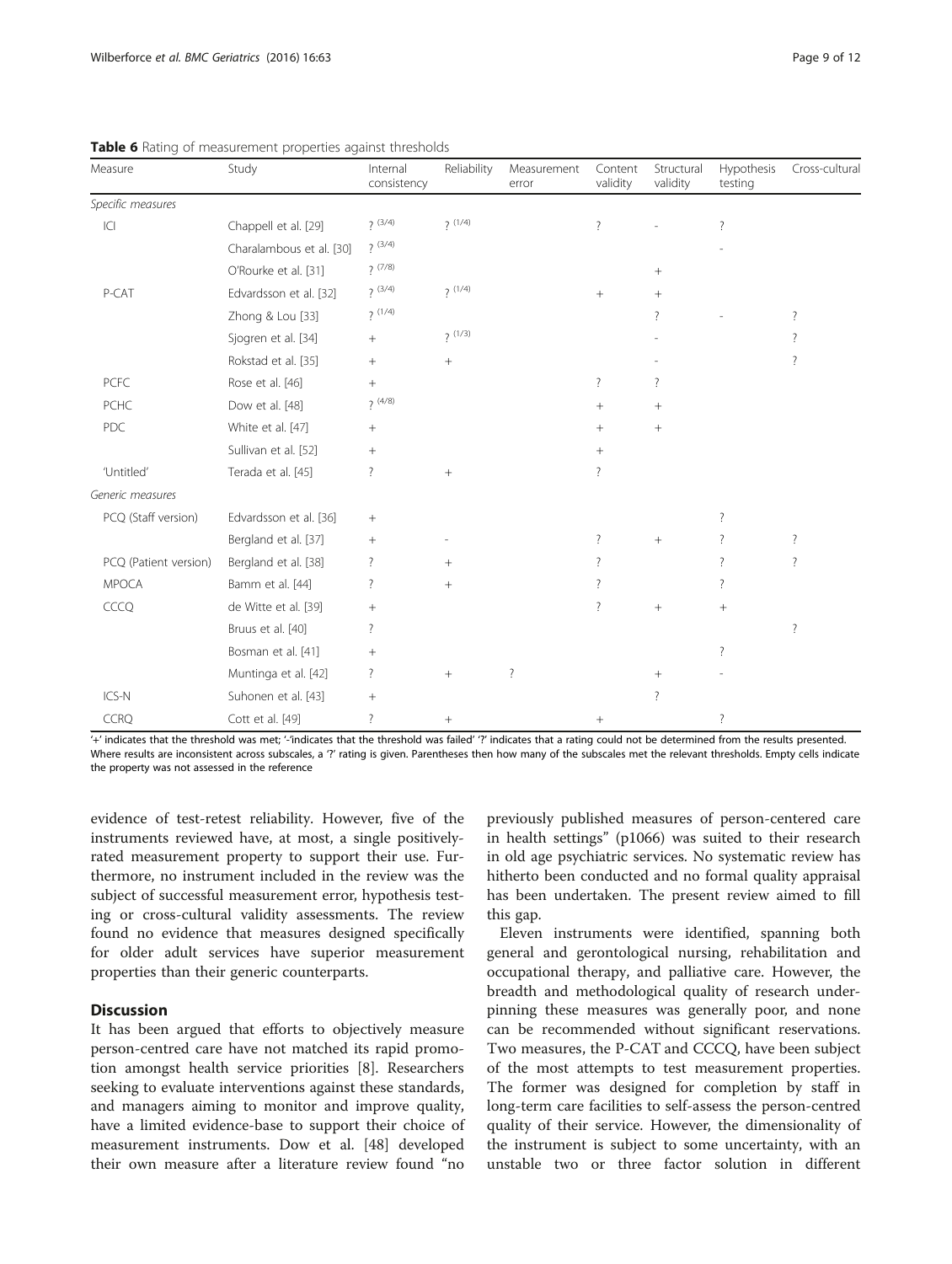**Table 6** Rating of measurement properties against thresholds

| Measure | Study | Internal consistency | Reliability | Measurement error | Content validity | Structural validity | Hypothesis testing | Cross-cultural |
|---|---|---|---|---|---|---|---|---|
| *Specific measures* | | | | | | | | |
| ICI | Chappell et al. [29] | ? (3/4) | ? (1/4) | | ? | - | ? | |
| | Charalambous et al. [30] | ? (3/4) | | | | | - | |
| | O'Rourke et al. [31] | ? (7/8) | | | | + | | |
| P-CAT | Edvardsson et al. [32] | ? (3/4) | ? (1/4) | | + | + | | |
| | Zhong & Lou [33] | ? (1/4) | | | | ? | - | ? |
| | Sjogren et al. [34] | + | ? (1/3) | | | - | | ? |
| | Rokstad et al. [35] | + | + | | | - | | ? |
| PCFC | Rose et al. [46] | + | | | ? | ? | | |
| PCHC | Dow et al. [48] | ? (4/8) | | | + | + | | |
| PDC | White et al. [47] | + | | | + | + | | |
| | Sullivan et al. [52] | + | | | + | | | |
| 'Untitled' | Terada et al. [45] | ? | + | | ? | | | |
| *Generic measures* | | | | | | | | |
| PCQ (Staff version) | Edvardsson et al. [36] | + | | | | | ? | |
| | Bergland et al. [37] | + | - | | ? | + | ? | ? |
| PCQ (Patient version) | Bergland et al. [38] | ? | + | | ? | | ? | ? |
| MPOCA | Bamm et al. [44] | ? | + | | ? | | ? | |
| CCCQ | de Witte et al. [39] | + | | | ? | + | + | |
| | Bruus et al. [40] | ? | | | | | | ? |
| | Bosman et al. [41] | + | | | | | ? | |
| | Muntinga et al. [42] | ? | + | ? | | + | - | |
| ICS-N | Suhonen et al. [43] | + | | | | ? | | |
| CCRQ | Cott et al. [49] | ? | + | | + | | ? | |

'+' indicates that the threshold was met; '-'indicates that the threshold was failed' '?' indicates that a rating could not be determined from the results presented. Where results are inconsistent across subscales, a '?' rating is given. Parentheses then how many of the subscales met the relevant thresholds. Empty cells indicate the property was not assessed in the reference

evidence of test-retest reliability. However, five of the instruments reviewed have, at most, a single positively-rated measurement property to support their use. Furthermore, no instrument included in the review was the subject of successful measurement error, hypothesis testing or cross-cultural validity assessments. The review found no evidence that measures designed specifically for older adult services have superior measurement properties than their generic counterparts.

## Discussion

It has been argued that efforts to objectively measure person-centred care have not matched its rapid promotion amongst health service priorities [8]. Researchers seeking to evaluate interventions against these standards, and managers aiming to monitor and improve quality, have a limited evidence-base to support their choice of measurement instruments. Dow et al. [48] developed their own measure after a literature review found "no previously published measures of person-centered care in health settings" (p1066) was suited to their research in old age psychiatric services. No systematic review has hitherto been conducted and no formal quality appraisal has been undertaken. The present review aimed to fill this gap.

Eleven instruments were identified, spanning both general and gerontological nursing, rehabilitation and occupational therapy, and palliative care. However, the breadth and methodological quality of research underpinning these measures was generally poor, and none can be recommended without significant reservations. Two measures, the P-CAT and CCCQ, have been subject of the most attempts to test measurement properties. The former was designed for completion by staff in long-term care facilities to self-assess the person-centred quality of their service. However, the dimensionality of the instrument is subject to some uncertainty, with an unstable two or three factor solution in different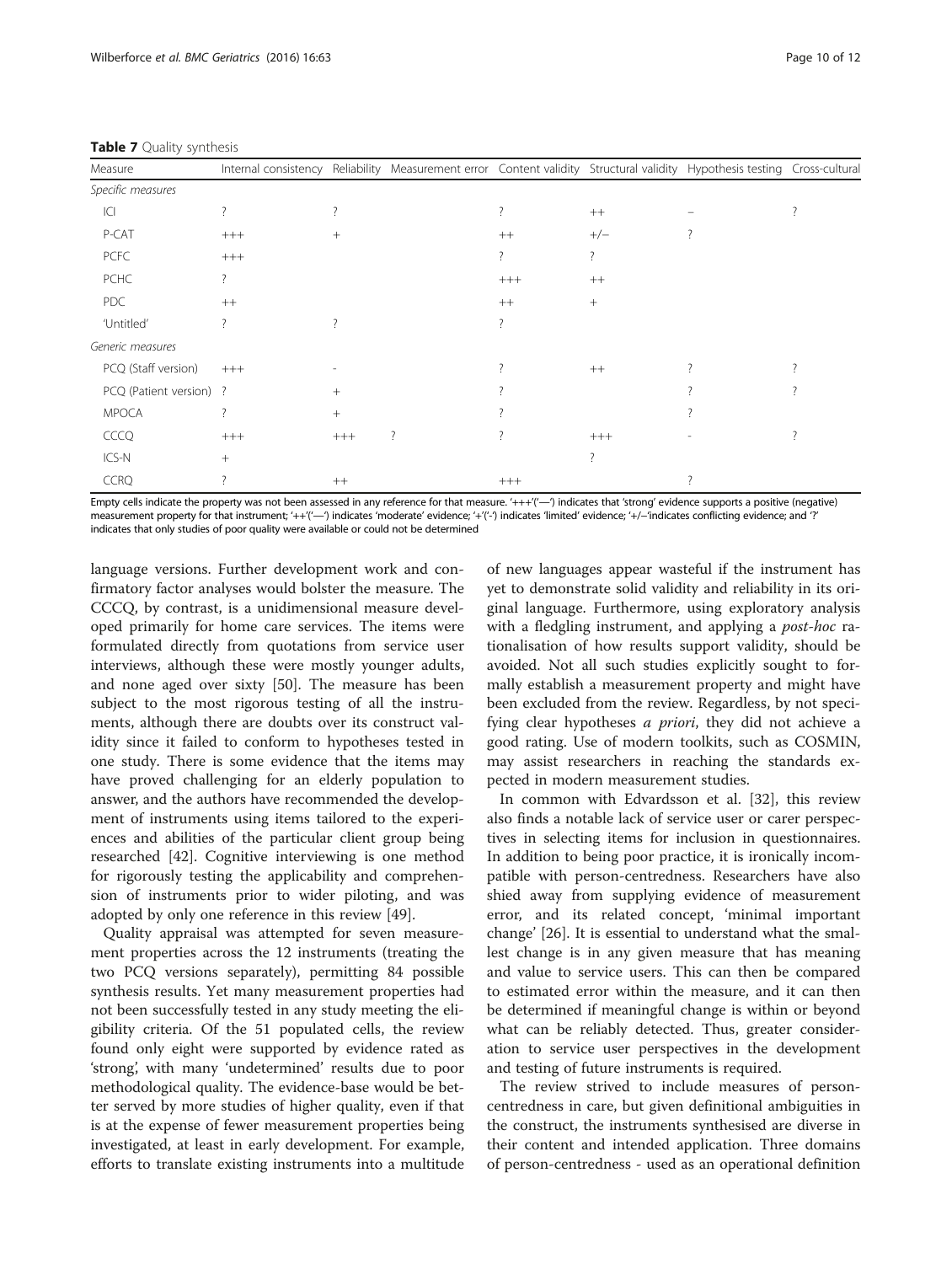**Table 7** Quality synthesis

| Measure | Internal consistency | Reliability | Measurement error | Content validity | Structural validity | Hypothesis testing | Cross-cultural |
|---|---|---|---|---|---|---|---|
| *Specific measures* | | | | | | | |
| ICI | ? | ? | | ? | ++ | – | ? |
| P-CAT | +++ | + | | ++ | +/− | ? | |
| PCFC | +++ | | | ? | ? | | |
| PCHC | ? | | | +++ | ++ | | |
| PDC | ++ | | | ++ | + | | |
| 'Untitled' | ? | ? | | ? | | | |
| *Generic measures* | | | | | | | |
| PCQ (Staff version) | +++ | - | | ? | ++ | ? | ? |
| PCQ (Patient version) | ? | + | | ? | | ? | ? |
| MPOCA | ? | + | | ? | | ? | |
| CCCQ | +++ | +++ | ? | ? | +++ | - | ? |
| ICS-N | + | | | | ? | | |
| CCRQ | ? | ++ | | +++ | | ? | |

Empty cells indicate the property was not been assessed in any reference for that measure. '+++'('—') indicates that 'strong' evidence supports a positive (negative) measurement property for that instrument; '++'('—') indicates 'moderate' evidence; '+'('-') indicates 'limited' evidence; '+/–'indicates conflicting evidence; and '?' indicates that only studies of poor quality were available or could not be determined

language versions. Further development work and confirmatory factor analyses would bolster the measure. The CCCQ, by contrast, is a unidimensional measure developed primarily for home care services. The items were formulated directly from quotations from service user interviews, although these were mostly younger adults, and none aged over sixty [50]. The measure has been subject to the most rigorous testing of all the instruments, although there are doubts over its construct validity since it failed to conform to hypotheses tested in one study. There is some evidence that the items may have proved challenging for an elderly population to answer, and the authors have recommended the development of instruments using items tailored to the experiences and abilities of the particular client group being researched [42]. Cognitive interviewing is one method for rigorously testing the applicability and comprehension of instruments prior to wider piloting, and was adopted by only one reference in this review [49].

Quality appraisal was attempted for seven measurement properties across the 12 instruments (treating the two PCQ versions separately), permitting 84 possible synthesis results. Yet many measurement properties had not been successfully tested in any study meeting the eligibility criteria. Of the 51 populated cells, the review found only eight were supported by evidence rated as 'strong', with many 'undetermined' results due to poor methodological quality. The evidence-base would be better served by more studies of higher quality, even if that is at the expense of fewer measurement properties being investigated, at least in early development. For example, efforts to translate existing instruments into a multitude of new languages appear wasteful if the instrument has yet to demonstrate solid validity and reliability in its original language. Furthermore, using exploratory analysis with a fledgling instrument, and applying a *post-hoc* rationalisation of how results support validity, should be avoided. Not all such studies explicitly sought to formally establish a measurement property and might have been excluded from the review. Regardless, by not specifying clear hypotheses *a priori*, they did not achieve a good rating. Use of modern toolkits, such as COSMIN, may assist researchers in reaching the standards expected in modern measurement studies.

In common with Edvardsson et al. [32], this review also finds a notable lack of service user or carer perspectives in selecting items for inclusion in questionnaires. In addition to being poor practice, it is ironically incompatible with person-centredness. Researchers have also shied away from supplying evidence of measurement error, and its related concept, 'minimal important change' [26]. It is essential to understand what the smallest change is in any given measure that has meaning and value to service users. This can then be compared to estimated error within the measure, and it can then be determined if meaningful change is within or beyond what can be reliably detected. Thus, greater consideration to service user perspectives in the development and testing of future instruments is required.

The review strived to include measures of person-centredness in care, but given definitional ambiguities in the construct, the instruments synthesised are diverse in their content and intended application. Three domains of person-centredness - used as an operational definition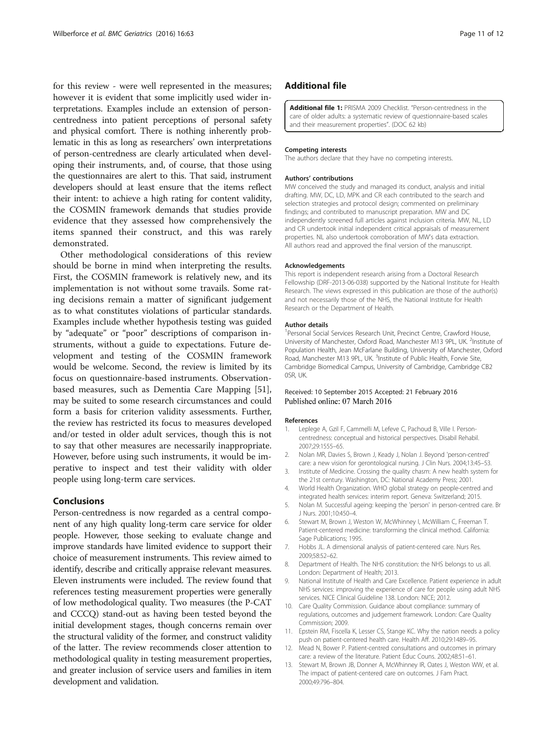for this review - were well represented in the measures; however it is evident that some implicitly used wider interpretations. Examples include an extension of person-centredness into patient perceptions of personal safety and physical comfort. There is nothing inherently problematic in this as long as researchers' own interpretations of person-centredness are clearly articulated when developing their instruments, and, of course, that those using the questionnaires are alert to this. That said, instrument developers should at least ensure that the items reflect their intent: to achieve a high rating for content validity, the COSMIN framework demands that studies provide evidence that they assessed how comprehensively the items spanned their construct, and this was rarely demonstrated.

Other methodological considerations of this review should be borne in mind when interpreting the results. First, the COSMIN framework is relatively new, and its implementation is not without some travails. Some rating decisions remain a matter of significant judgement as to what constitutes violations of particular standards. Examples include whether hypothesis testing was guided by "adequate" or "poor" descriptions of comparison instruments, without a guide to expectations. Future development and testing of the COSMIN framework would be welcome. Second, the review is limited by its focus on questionnaire-based instruments. Observation-based measures, such as Dementia Care Mapping [51], may be suited to some research circumstances and could form a basis for criterion validity assessments. Further, the review has restricted its focus to measures developed and/or tested in older adult services, though this is not to say that other measures are necessarily inappropriate. However, before using such instruments, it would be imperative to inspect and test their validity with older people using long-term care services.

## Conclusions

Person-centredness is now regarded as a central component of any high quality long-term care service for older people. However, those seeking to evaluate change and improve standards have limited evidence to support their choice of measurement instruments. This review aimed to identify, describe and critically appraise relevant measures. Eleven instruments were included. The review found that references testing measurement properties were generally of low methodological quality. Two measures (the P-CAT and CCCQ) stand-out as having been tested beyond the initial development stages, though concerns remain over the structural validity of the former, and construct validity of the latter. The review recommends closer attention to methodological quality in testing measurement properties, and greater inclusion of service users and families in item development and validation.

## Additional file

**Additional file 1:** PRISMA 2009 Checklist. "Person-centredness in the care of older adults: a systematic review of questionnaire-based scales and their measurement properties". (DOC 62 kb)

#### Competing interests

The authors declare that they have no competing interests.

#### Authors' contributions

MW conceived the study and managed its conduct, analysis and initial drafting. MW, DC, LD, MPK and CR each contributed to the search and selection strategies and protocol design; commented on preliminary findings; and contributed to manuscript preparation. MW and DC independently screened full articles against inclusion criteria. MW, NL, LD and CR undertook initial independent critical appraisals of measurement properties. NL also undertook corroboration of MW's data extraction. All authors read and approved the final version of the manuscript.

#### Acknowledgements

This report is independent research arising from a Doctoral Research Fellowship (DRF-2013-06-038) supported by the National Institute for Health Research. The views expressed in this publication are those of the author(s) and not necessarily those of the NHS, the National Institute for Health Research or the Department of Health.

#### Author details

[1]Personal Social Services Research Unit, Precinct Centre, Crawford House, University of Manchester, Oxford Road, Manchester M13 9PL, UK. [2]Institute of Population Health, Jean McFarlane Building, University of Manchester, Oxford Road, Manchester M13 9PL, UK. [3]Institute of Public Health, Forvie Site, Cambridge Biomedical Campus, University of Cambridge, Cambridge CB2 0SR, UK.

Received: 10 September 2015 Accepted: 21 February 2016
Published online: 07 March 2016

#### References

1. Leplege A, Gzil F, Cammelli M, Lefeve C, Pachoud B, Ville I. Person-centredness: conceptual and historical perspectives. Disabil Rehabil. 2007;29:1555–65.
2. Nolan MR, Davies S, Brown J, Keady J, Nolan J. Beyond 'person-centred' care: a new vision for gerontological nursing. J Clin Nurs. 2004;13:45–53.
3. Institute of Medicine. Crossing the quality chasm: A new health system for the 21st century. Washington, DC: National Academy Press; 2001.
4. World Health Organization. WHO global strategy on people-centred and integrated health services: interim report. Geneva: Switzerland; 2015.
5. Nolan M. Successful ageing: keeping the 'person' in person-centred care. Br J Nurs. 2001;10:450–4.
6. Stewart M, Brown J, Weston W, McWhinney I, McWilliam C, Freeman T. Patient-centered medicine: transforming the clinical method. California: Sage Publications; 1995.
7. Hobbs JL. A dimensional analysis of patient-centered care. Nurs Res. 2009;58:52–62.
8. Department of Health. The NHS constitution: the NHS belongs to us all. London: Department of Health; 2013.
9. National Institute of Health and Care Excellence. Patient experience in adult NHS services: improving the experience of care for people using adult NHS services. NICE Clinical Guideline 138. London: NICE; 2012.
10. Care Quality Commission. Guidance about compliance: summary of regulations, outcomes and judgement framework. London: Care Quality Commission; 2009.
11. Epstein RM, Fiscella K, Lesser CS, Stange KC. Why the nation needs a policy push on patient-centered health care. Health Aff. 2010;29:1489–95.
12. Mead N, Bower P. Patient-centred consultations and outcomes in primary care: a review of the literature. Patient Educ Couns. 2002;48:51–61.
13. Stewart M, Brown JB, Donner A, McWhinney IR, Oates J, Weston WW, et al. The impact of patient-centered care on outcomes. J Fam Pract. 2000;49:796–804.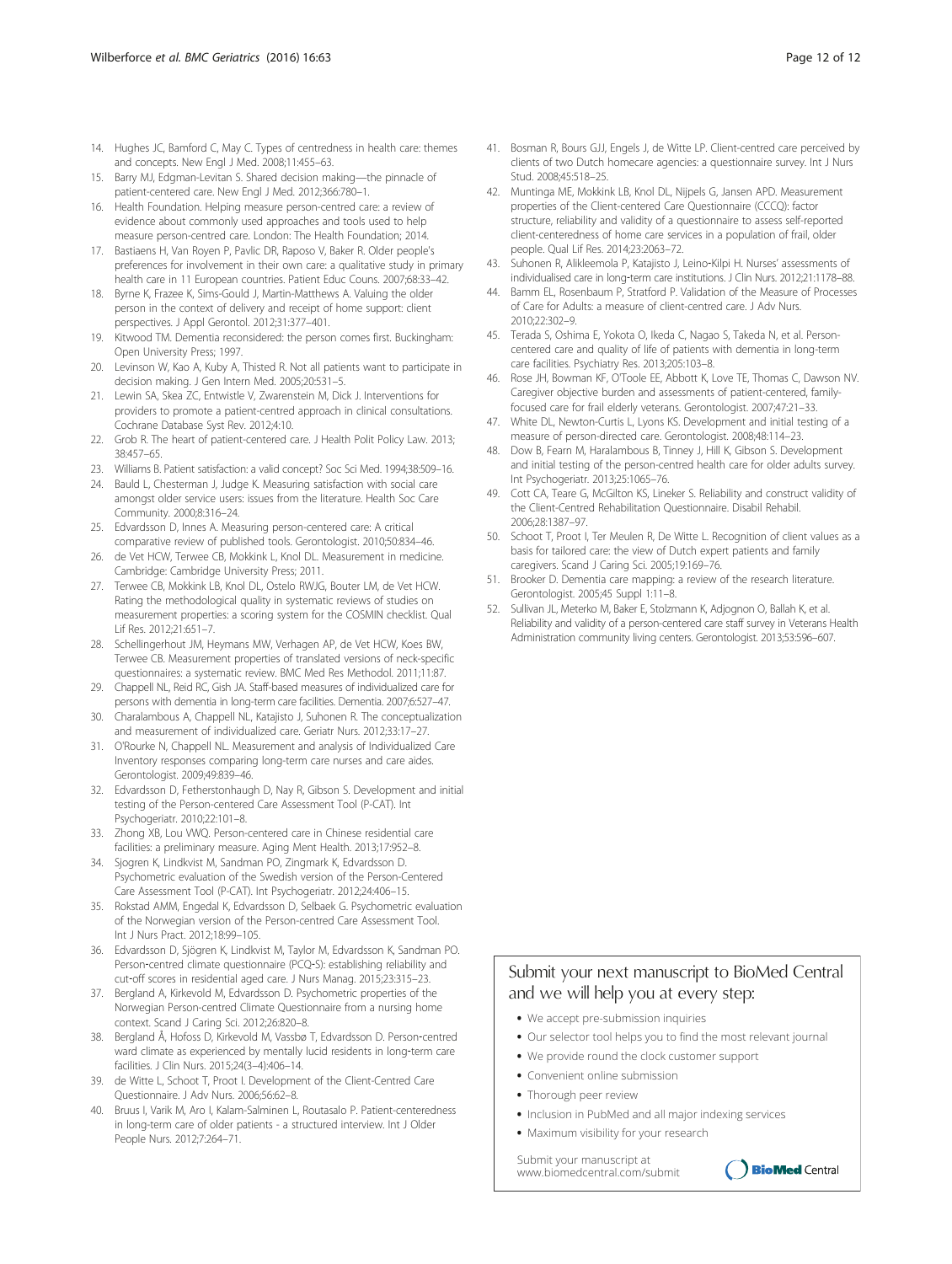14. Hughes JC, Bamford C, May C. Types of centredness in health care: themes and concepts. New Engl J Med. 2008;11:455–63.
15. Barry MJ, Edgman-Levitan S. Shared decision making—the pinnacle of patient-centered care. New Engl J Med. 2012;366:780–1.
16. Health Foundation. Helping measure person-centred care: a review of evidence about commonly used approaches and tools used to help measure person-centred care. London: The Health Foundation; 2014.
17. Bastiaens H, Van Royen P, Pavlic DR, Raposo V, Baker R. Older people's preferences for involvement in their own care: a qualitative study in primary health care in 11 European countries. Patient Educ Couns. 2007;68:33–42.
18. Byrne K, Frazee K, Sims-Gould J, Martin-Matthews A. Valuing the older person in the context of delivery and receipt of home support: client perspectives. J Appl Gerontol. 2012;31:377–401.
19. Kitwood TM. Dementia reconsidered: the person comes first. Buckingham: Open University Press; 1997.
20. Levinson W, Kao A, Kuby A, Thisted R. Not all patients want to participate in decision making. J Gen Intern Med. 2005;20:531–5.
21. Lewin SA, Skea ZC, Entwistle V, Zwarenstein M, Dick J. Interventions for providers to promote a patient-centred approach in clinical consultations. Cochrane Database Syst Rev. 2012;4:10.
22. Grob R. The heart of patient-centered care. J Health Polit Policy Law. 2013; 38:457–65.
23. Williams B. Patient satisfaction: a valid concept? Soc Sci Med. 1994;38:509–16.
24. Bauld L, Chesterman J, Judge K. Measuring satisfaction with social care amongst older service users: issues from the literature. Health Soc Care Community. 2000;8:316–24.
25. Edvardsson D, Innes A. Measuring person-centered care: A critical comparative review of published tools. Gerontologist. 2010;50:834–46.
26. de Vet HCW, Terwee CB, Mokkink L, Knol DL. Measurement in medicine. Cambridge: Cambridge University Press; 2011.
27. Terwee CB, Mokkink LB, Knol DL, Ostelo RWJG, Bouter LM, de Vet HCW. Rating the methodological quality in systematic reviews of studies on measurement properties: a scoring system for the COSMIN checklist. Qual Lif Res. 2012;21:651–7.
28. Schellingerhout JM, Heymans MW, Verhagen AP, de Vet HCW, Koes BW, Terwee CB. Measurement properties of translated versions of neck-specific questionnaires: a systematic review. BMC Med Res Methodol. 2011;11:87.
29. Chappell NL, Reid RC, Gish JA. Staff-based measures of individualized care for persons with dementia in long-term care facilities. Dementia. 2007;6:527–47.
30. Charalambous A, Chappell NL, Katajisto J, Suhonen R. The conceptualization and measurement of individualized care. Geriatr Nurs. 2012;33:17–27.
31. O'Rourke N, Chappell NL. Measurement and analysis of Individualized Care Inventory responses comparing long-term care nurses and care aides. Gerontologist. 2009;49:839–46.
32. Edvardsson D, Fetherstonhaugh D, Nay R, Gibson S. Development and initial testing of the Person-centered Care Assessment Tool (P-CAT). Int Psychogeriatr. 2010;22:101–8.
33. Zhong XB, Lou VWQ. Person-centered care in Chinese residential care facilities: a preliminary measure. Aging Ment Health. 2013;17:952–8.
34. Sjogren K, Lindkvist M, Sandman PO, Zingmark K, Edvardsson D. Psychometric evaluation of the Swedish version of the Person-Centered Care Assessment Tool (P-CAT). Int Psychogeriatr. 2012;24:406–15.
35. Rokstad AMM, Engedal K, Edvardsson D, Selbaek G. Psychometric evaluation of the Norwegian version of the Person-centred Care Assessment Tool. Int J Nurs Pract. 2012;18:99–105.
36. Edvardsson D, Sjögren K, Lindkvist M, Taylor M, Edvardsson K, Sandman PO. Person-centred climate questionnaire (PCQ-S): establishing reliability and cut-off scores in residential aged care. J Nurs Manag. 2015;23:315–23.
37. Bergland A, Kirkevold M, Edvardsson D. Psychometric properties of the Norwegian Person-centred Climate Questionnaire from a nursing home context. Scand J Caring Sci. 2012;26:820–8.
38. Bergland Å, Hofoss D, Kirkevold M, Vassbø T, Edvardsson D. Person-centred ward climate as experienced by mentally lucid residents in long-term care facilities. J Clin Nurs. 2015;24(3–4):406–14.
39. de Witte L, Schoot T, Proot I. Development of the Client-Centred Care Questionnaire. J Adv Nurs. 2006;56:62–8.
40. Bruus I, Varik M, Aro I, Kalam-Salminen L, Routasalo P. Patient-centeredness in long-term care of older patients - a structured interview. Int J Older People Nurs. 2012;7:264–71.
41. Bosman R, Bours GJJ, Engels J, de Witte LP. Client-centred care perceived by clients of two Dutch homecare agencies: a questionnaire survey. Int J Nurs Stud. 2008;45:518–25.
42. Muntinga ME, Mokkink LB, Knol DL, Nijpels G, Jansen APD. Measurement properties of the Client-centered Care Questionnaire (CCCQ): factor structure, reliability and validity of a questionnaire to assess self-reported client-centeredness of home care services in a population of frail, older people. Qual Lif Res. 2014;23:2063–72.
43. Suhonen R, Alikleemola P, Katajisto J, Leino-Kilpi H. Nurses' assessments of individualised care in long-term care institutions. J Clin Nurs. 2012;21:1178–88.
44. Bamm EL, Rosenbaum P, Stratford P. Validation of the Measure of Processes of Care for Adults: a measure of client-centred care. J Adv Nurs. 2010;22:302–9.
45. Terada S, Oshima E, Yokota O, Ikeda C, Nagao S, Takeda N, et al. Person-centered care and quality of life of patients with dementia in long-term care facilities. Psychiatry Res. 2013;205:103–8.
46. Rose JH, Bowman KF, O'Toole EE, Abbott K, Love TE, Thomas C, Dawson NV. Caregiver objective burden and assessments of patient-centered, family-focused care for frail elderly veterans. Gerontologist. 2007;47:21–33.
47. White DL, Newton-Curtis L, Lyons KS. Development and initial testing of a measure of person-directed care. Gerontologist. 2008;48:114–23.
48. Dow B, Fearn M, Haralambous B, Tinney J, Hill K, Gibson S. Development and initial testing of the person-centred health care for older adults survey. Int Psychogeriatr. 2013;25:1065–76.
49. Cott CA, Teare G, McGilton KS, Lineker S. Reliability and construct validity of the Client-Centred Rehabilitation Questionnaire. Disabil Rehabil. 2006;28:1387–97.
50. Schoot T, Proot I, Ter Meulen R, De Witte L. Recognition of client values as a basis for tailored care: the view of Dutch expert patients and family caregivers. Scand J Caring Sci. 2005;19:169–76.
51. Brooker D. Dementia care mapping: a review of the research literature. Gerontologist. 2005;45 Suppl 1:11–8.
52. Sullivan JL, Meterko M, Baker E, Stolzmann K, Adjognon O, Ballah K, et al. Reliability and validity of a person-centered care staff survey in Veterans Health Administration community living centers. Gerontologist. 2013;53:596–607.

Submit your next manuscript to BioMed Central and we will help you at every step:

- We accept pre-submission inquiries
- Our selector tool helps you to find the most relevant journal
- We provide round the clock customer support
- Convenient online submission
- Thorough peer review
- Inclusion in PubMed and all major indexing services
- Maximum visibility for your research

Submit your manuscript at www.biomedcentral.com/submit

BioMed Central